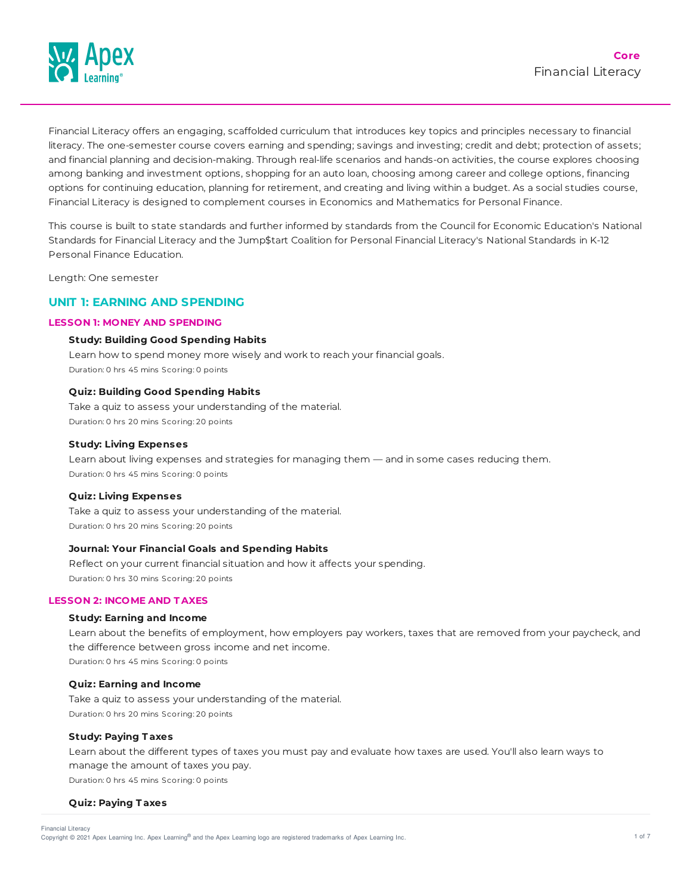# Core

## Financial Literacy

Financial Literacy offers an engaging, scaffolded curriculum that introduces key topics and principles necessary to financial literacy. The one-semester course covers earning and spending; savings and investing; credit and debt; protection of assets; and financial planning and decision-making. Through real-life scenarios and hands-on activities, the course explores choosing among banking and investment options, shopping for an auto loan, choosing among career and college options, financing options for continuing education, planning for retirement, and creating and living within a budget. As a social studies course, Financial Literacy is designed to complement courses in Economics and Mathematics for Personal Finance.

This course is built to state standards and further informed by standards from the Council for Economic Education's National Standards for Financial Literacy and the Jump$tart Coalition for Personal Financial Literacy's National Standards in K-12 Personal Finance Education.

Length: One semester

## UNIT 1: EARNING AND SPENDING

### LESSON 1: MONEY AND SPENDING

**Study: Building Good Spending Habits**

Learn how to spend money more wisely and work to reach your financial goals.

Duration: 0 hrs 45 mins Scoring: 0 points

**Quiz: Building Good Spending Habits**

Take a quiz to assess your understanding of the material.

Duration: 0 hrs 20 mins Scoring: 20 points

**Study: Living Expenses**

Learn about living expenses and strategies for managing them — and in some cases reducing them.

Duration: 0 hrs 45 mins Scoring: 0 points

**Quiz: Living Expenses**

Take a quiz to assess your understanding of the material.

Duration: 0 hrs 20 mins Scoring: 20 points

**Journal: Your Financial Goals and Spending Habits**

Reflect on your current financial situation and how it affects your spending.

Duration: 0 hrs 30 mins Scoring: 20 points

### LESSON 2: INCOME AND TAXES

**Study: Earning and Income**

Learn about the benefits of employment, how employers pay workers, taxes that are removed from your paycheck, and the difference between gross income and net income.

Duration: 0 hrs 45 mins Scoring: 0 points

**Quiz: Earning and Income**

Take a quiz to assess your understanding of the material.

Duration: 0 hrs 20 mins Scoring: 20 points

**Study: Paying Taxes**

Learn about the different types of taxes you must pay and evaluate how taxes are used. You'll also learn ways to manage the amount of taxes you pay.

Duration: 0 hrs 45 mins Scoring: 0 points

**Quiz: Paying Taxes**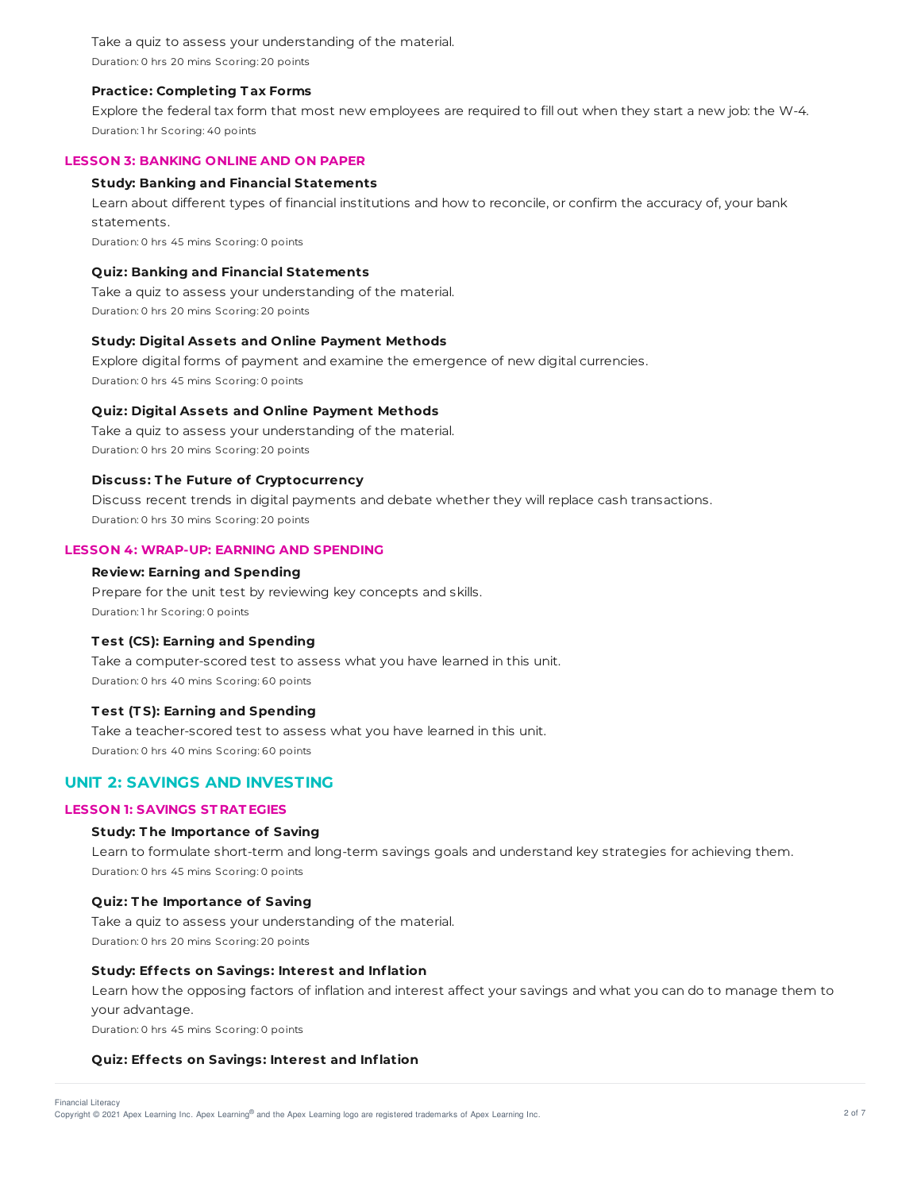Take a quiz to assess your understanding of the material.

Duration: 0 hrs 20 mins Scoring: 20 points

**Practice: Completing Tax Forms**

Explore the federal tax form that most new employees are required to fill out when they start a new job: the W-4.

Duration: 1 hr Scoring: 40 points

### LESSON 3: BANKING ONLINE AND ON PAPER

**Study: Banking and Financial Statements**

Learn about different types of financial institutions and how to reconcile, or confirm the accuracy of, your bank statements.

Duration: 0 hrs 45 mins Scoring: 0 points

**Quiz: Banking and Financial Statements**

Take a quiz to assess your understanding of the material.

Duration: 0 hrs 20 mins Scoring: 20 points

**Study: Digital Assets and Online Payment Methods**

Explore digital forms of payment and examine the emergence of new digital currencies.

Duration: 0 hrs 45 mins Scoring: 0 points

**Quiz: Digital Assets and Online Payment Methods**

Take a quiz to assess your understanding of the material.

Duration: 0 hrs 20 mins Scoring: 20 points

**Discuss: The Future of Cryptocurrency**

Discuss recent trends in digital payments and debate whether they will replace cash transactions.

Duration: 0 hrs 30 mins Scoring: 20 points

### LESSON 4: WRAP-UP: EARNING AND SPENDING

**Review: Earning and Spending**

Prepare for the unit test by reviewing key concepts and skills.

Duration: 1 hr Scoring: 0 points

**Test (CS): Earning and Spending**

Take a computer-scored test to assess what you have learned in this unit.

Duration: 0 hrs 40 mins Scoring: 60 points

**Test (TS): Earning and Spending**

Take a teacher-scored test to assess what you have learned in this unit.

Duration: 0 hrs 40 mins Scoring: 60 points

## UNIT 2: SAVINGS AND INVESTING

### LESSON 1: SAVINGS STRATEGIES

**Study: The Importance of Saving**

Learn to formulate short-term and long-term savings goals and understand key strategies for achieving them.

Duration: 0 hrs 45 mins Scoring: 0 points

**Quiz: The Importance of Saving**

Take a quiz to assess your understanding of the material.

Duration: 0 hrs 20 mins Scoring: 20 points

**Study: Effects on Savings: Interest and Inflation**

Learn how the opposing factors of inflation and interest affect your savings and what you can do to manage them to your advantage.

Duration: 0 hrs 45 mins Scoring: 0 points

**Quiz: Effects on Savings: Interest and Inflation**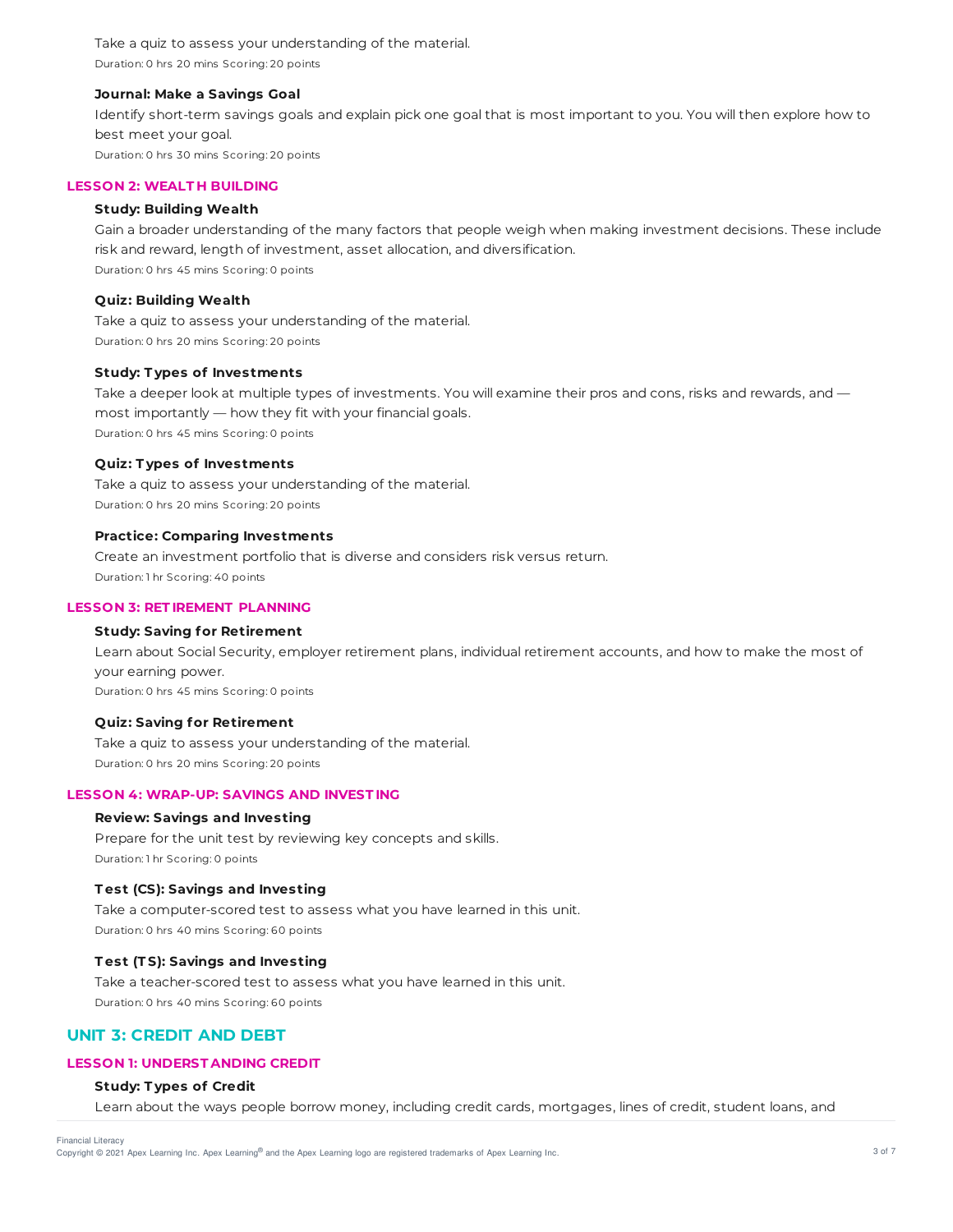Take a quiz to assess your understanding of the material.

Duration: 0 hrs 20 mins Scoring: 20 points

**Journal: Make a Savings Goal**

Identify short-term savings goals and explain pick one goal that is most important to you. You will then explore how to best meet your goal.

Duration: 0 hrs 30 mins Scoring: 20 points

### LESSON 2: WEALTH BUILDING

**Study: Building Wealth**

Gain a broader understanding of the many factors that people weigh when making investment decisions. These include risk and reward, length of investment, asset allocation, and diversification.

Duration: 0 hrs 45 mins Scoring: 0 points

**Quiz: Building Wealth**

Take a quiz to assess your understanding of the material.

Duration: 0 hrs 20 mins Scoring: 20 points

**Study: Types of Investments**

Take a deeper look at multiple types of investments. You will examine their pros and cons, risks and rewards, and — most importantly — how they fit with your financial goals.

Duration: 0 hrs 45 mins Scoring: 0 points

**Quiz: Types of Investments**

Take a quiz to assess your understanding of the material.

Duration: 0 hrs 20 mins Scoring: 20 points

**Practice: Comparing Investments**

Create an investment portfolio that is diverse and considers risk versus return.

Duration: 1 hr Scoring: 40 points

### LESSON 3: RETIREMENT PLANNING

**Study: Saving for Retirement**

Learn about Social Security, employer retirement plans, individual retirement accounts, and how to make the most of your earning power.

Duration: 0 hrs 45 mins Scoring: 0 points

**Quiz: Saving for Retirement**

Take a quiz to assess your understanding of the material.

Duration: 0 hrs 20 mins Scoring: 20 points

### LESSON 4: WRAP-UP: SAVINGS AND INVESTING

**Review: Savings and Investing**

Prepare for the unit test by reviewing key concepts and skills.

Duration: 1 hr Scoring: 0 points

**Test (CS): Savings and Investing**

Take a computer-scored test to assess what you have learned in this unit.

Duration: 0 hrs 40 mins Scoring: 60 points

**Test (TS): Savings and Investing**

Take a teacher-scored test to assess what you have learned in this unit.

Duration: 0 hrs 40 mins Scoring: 60 points

## UNIT 3: CREDIT AND DEBT

### LESSON 1: UNDERSTANDING CREDIT

**Study: Types of Credit**

Learn about the ways people borrow money, including credit cards, mortgages, lines of credit, student loans, and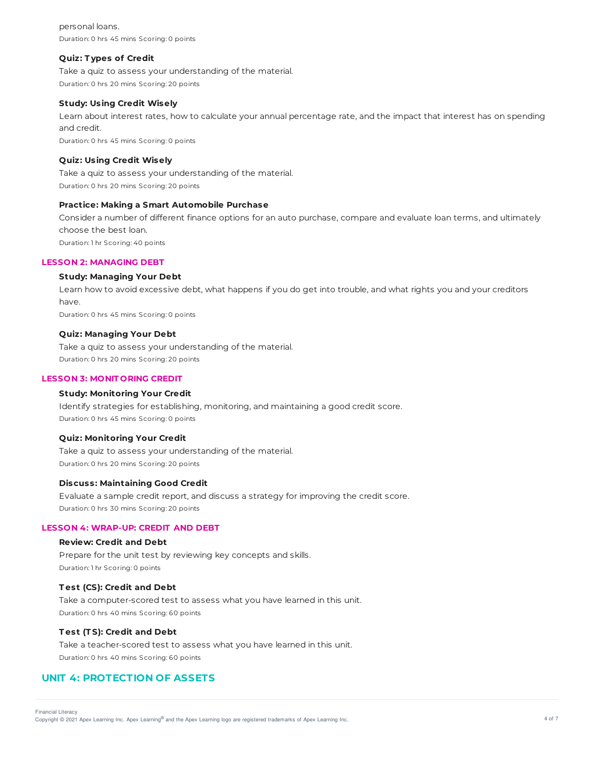personal loans.

Duration: 0 hrs 45 mins Scoring: 0 points

#### Quiz: Types of Credit

Take a quiz to assess your understanding of the material.

Duration: 0 hrs 20 mins Scoring: 20 points

#### Study: Using Credit Wisely

Learn about interest rates, how to calculate your annual percentage rate, and the impact that interest has on spending and credit.

Duration: 0 hrs 45 mins Scoring: 0 points

#### Quiz: Using Credit Wisely

Take a quiz to assess your understanding of the material.

Duration: 0 hrs 20 mins Scoring: 20 points

#### Practice: Making a Smart Automobile Purchase

Consider a number of different finance options for an auto purchase, compare and evaluate loan terms, and ultimately choose the best loan.

Duration: 1 hr Scoring: 40 points

### LESSON 2: MANAGING DEBT

#### Study: Managing Your Debt

Learn how to avoid excessive debt, what happens if you do get into trouble, and what rights you and your creditors have.

Duration: 0 hrs 45 mins Scoring: 0 points

#### Quiz: Managing Your Debt

Take a quiz to assess your understanding of the material.

Duration: 0 hrs 20 mins Scoring: 20 points

### LESSON 3: MONITORING CREDIT

#### Study: Monitoring Your Credit

Identify strategies for establishing, monitoring, and maintaining a good credit score.

Duration: 0 hrs 45 mins Scoring: 0 points

#### Quiz: Monitoring Your Credit

Take a quiz to assess your understanding of the material.

Duration: 0 hrs 20 mins Scoring: 20 points

#### Discuss: Maintaining Good Credit

Evaluate a sample credit report, and discuss a strategy for improving the credit score.

Duration: 0 hrs 30 mins Scoring: 20 points

### LESSON 4: WRAP-UP: CREDIT AND DEBT

#### Review: Credit and Debt

Prepare for the unit test by reviewing key concepts and skills.

Duration: 1 hr Scoring: 0 points

#### Test (CS): Credit and Debt

Take a computer-scored test to assess what you have learned in this unit.

Duration: 0 hrs 40 mins Scoring: 60 points

#### Test (TS): Credit and Debt

Take a teacher-scored test to assess what you have learned in this unit.

Duration: 0 hrs 40 mins Scoring: 60 points

## UNIT 4: PROTECTION OF ASSETS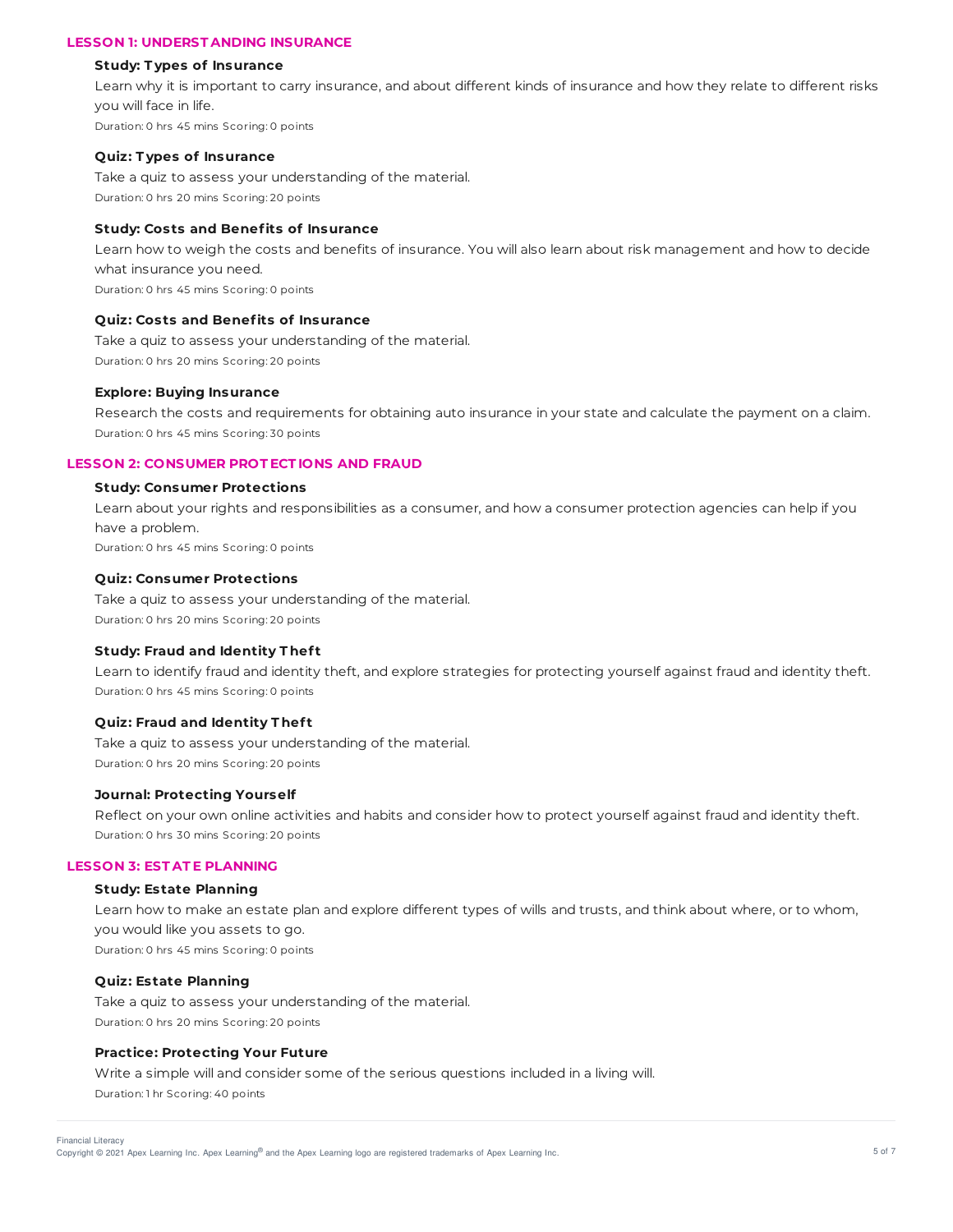## LESSON 1: UNDERSTANDING INSURANCE

### Study: Types of Insurance

Learn why it is important to carry insurance, and about different kinds of insurance and how they relate to different risks you will face in life.

Duration: 0 hrs 45 mins Scoring: 0 points

### Quiz: Types of Insurance

Take a quiz to assess your understanding of the material.

Duration: 0 hrs 20 mins Scoring: 20 points

### Study: Costs and Benefits of Insurance

Learn how to weigh the costs and benefits of insurance. You will also learn about risk management and how to decide what insurance you need.

Duration: 0 hrs 45 mins Scoring: 0 points

### Quiz: Costs and Benefits of Insurance

Take a quiz to assess your understanding of the material.

Duration: 0 hrs 20 mins Scoring: 20 points

### Explore: Buying Insurance

Research the costs and requirements for obtaining auto insurance in your state and calculate the payment on a claim.

Duration: 0 hrs 45 mins Scoring: 30 points

## LESSON 2: CONSUMER PROTECTIONS AND FRAUD

### Study: Consumer Protections

Learn about your rights and responsibilities as a consumer, and how a consumer protection agencies can help if you have a problem.

Duration: 0 hrs 45 mins Scoring: 0 points

### Quiz: Consumer Protections

Take a quiz to assess your understanding of the material.

Duration: 0 hrs 20 mins Scoring: 20 points

### Study: Fraud and Identity Theft

Learn to identify fraud and identity theft, and explore strategies for protecting yourself against fraud and identity theft.

Duration: 0 hrs 45 mins Scoring: 0 points

### Quiz: Fraud and Identity Theft

Take a quiz to assess your understanding of the material.

Duration: 0 hrs 20 mins Scoring: 20 points

### Journal: Protecting Yourself

Reflect on your own online activities and habits and consider how to protect yourself against fraud and identity theft.

Duration: 0 hrs 30 mins Scoring: 20 points

## LESSON 3: ESTATE PLANNING

### Study: Estate Planning

Learn how to make an estate plan and explore different types of wills and trusts, and think about where, or to whom, you would like you assets to go.

Duration: 0 hrs 45 mins Scoring: 0 points

### Quiz: Estate Planning

Take a quiz to assess your understanding of the material.

Duration: 0 hrs 20 mins Scoring: 20 points

### Practice: Protecting Your Future

Write a simple will and consider some of the serious questions included in a living will.

Duration: 1 hr Scoring: 40 points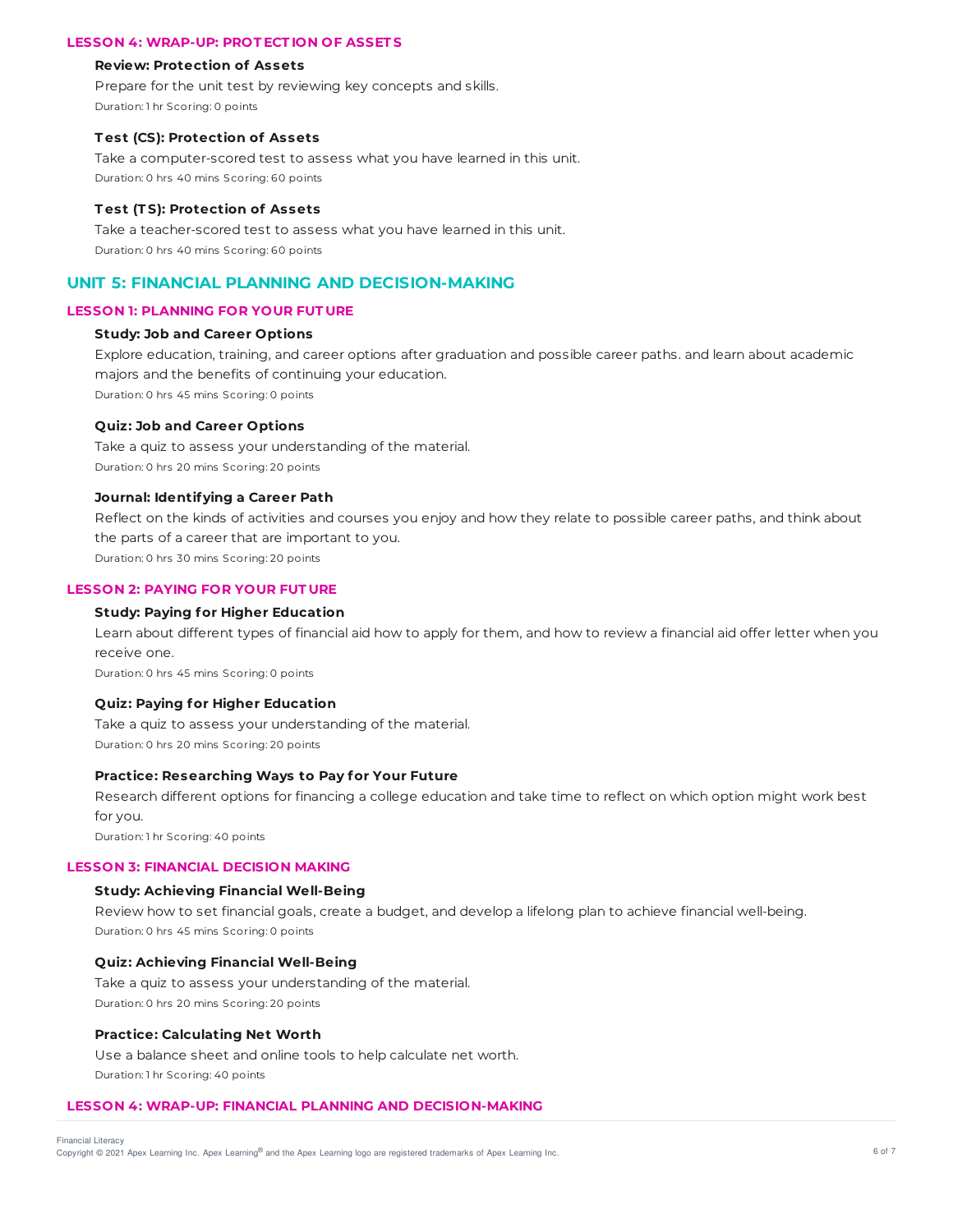### LESSON 4: WRAP-UP: PROTECTION OF ASSETS

**Review: Protection of Assets**

Prepare for the unit test by reviewing key concepts and skills.

Duration: 1 hr Scoring: 0 points

**Test (CS): Protection of Assets**

Take a computer-scored test to assess what you have learned in this unit.

Duration: 0 hrs 40 mins Scoring: 60 points

**Test (TS): Protection of Assets**

Take a teacher-scored test to assess what you have learned in this unit.

Duration: 0 hrs 40 mins Scoring: 60 points

## UNIT 5: FINANCIAL PLANNING AND DECISION-MAKING

### LESSON 1: PLANNING FOR YOUR FUTURE

**Study: Job and Career Options**

Explore education, training, and career options after graduation and possible career paths. and learn about academic majors and the benefits of continuing your education.

Duration: 0 hrs 45 mins Scoring: 0 points

**Quiz: Job and Career Options**

Take a quiz to assess your understanding of the material.

Duration: 0 hrs 20 mins Scoring: 20 points

**Journal: Identifying a Career Path**

Reflect on the kinds of activities and courses you enjoy and how they relate to possible career paths, and think about the parts of a career that are important to you.

Duration: 0 hrs 30 mins Scoring: 20 points

### LESSON 2: PAYING FOR YOUR FUTURE

**Study: Paying for Higher Education**

Learn about different types of financial aid how to apply for them, and how to review a financial aid offer letter when you receive one.

Duration: 0 hrs 45 mins Scoring: 0 points

**Quiz: Paying for Higher Education**

Take a quiz to assess your understanding of the material.

Duration: 0 hrs 20 mins Scoring: 20 points

**Practice: Researching Ways to Pay for Your Future**

Research different options for financing a college education and take time to reflect on which option might work best for you.

Duration: 1 hr Scoring: 40 points

### LESSON 3: FINANCIAL DECISION MAKING

**Study: Achieving Financial Well-Being**

Review how to set financial goals, create a budget, and develop a lifelong plan to achieve financial well-being.

Duration: 0 hrs 45 mins Scoring: 0 points

**Quiz: Achieving Financial Well-Being**

Take a quiz to assess your understanding of the material.

Duration: 0 hrs 20 mins Scoring: 20 points

**Practice: Calculating Net Worth**

Use a balance sheet and online tools to help calculate net worth.

Duration: 1 hr Scoring: 40 points

### LESSON 4: WRAP-UP: FINANCIAL PLANNING AND DECISION-MAKING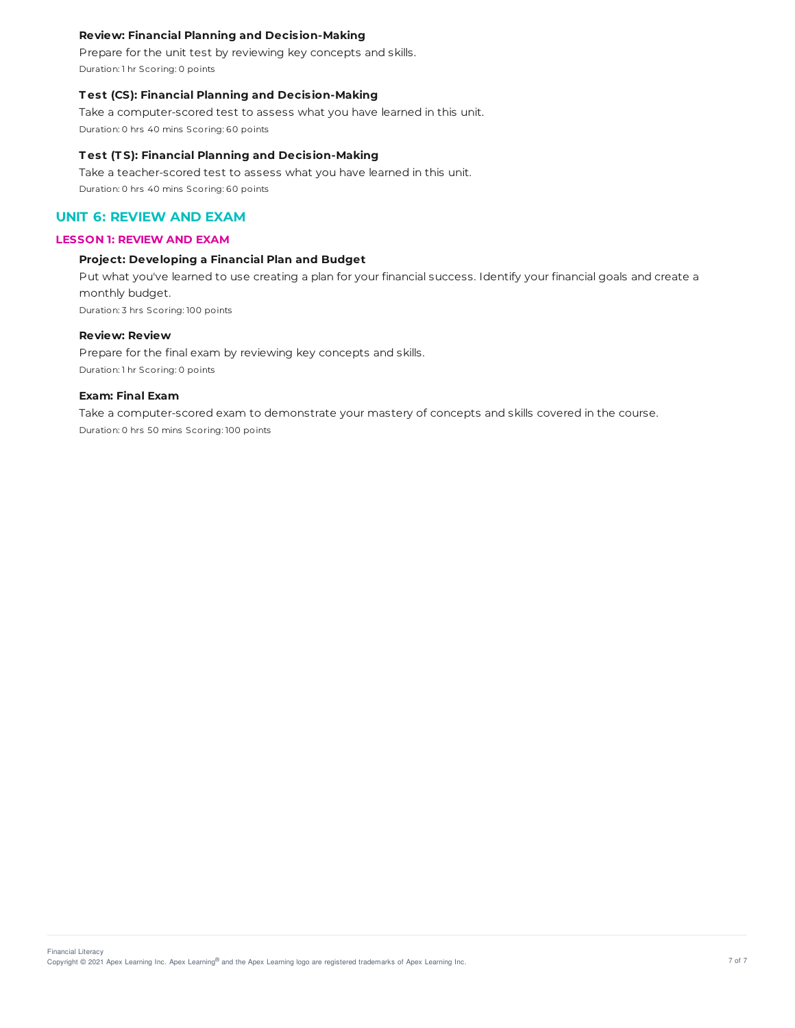#### Review: Financial Planning and Decision-Making

Prepare for the unit test by reviewing key concepts and skills.

Duration: 1 hr Scoring: 0 points

#### Test (CS): Financial Planning and Decision-Making

Take a computer-scored test to assess what you have learned in this unit.

Duration: 0 hrs 40 mins Scoring: 60 points

#### Test (TS): Financial Planning and Decision-Making

Take a teacher-scored test to assess what you have learned in this unit.

Duration: 0 hrs 40 mins Scoring: 60 points

## UNIT 6: REVIEW AND EXAM

### LESSON 1: REVIEW AND EXAM

#### Project: Developing a Financial Plan and Budget

Put what you've learned to use creating a plan for your financial success. Identify your financial goals and create a monthly budget.

Duration: 3 hrs Scoring: 100 points

#### Review: Review

Prepare for the final exam by reviewing key concepts and skills.

Duration: 1 hr Scoring: 0 points

#### Exam: Final Exam

Take a computer-scored exam to demonstrate your mastery of concepts and skills covered in the course.

Duration: 0 hrs 50 mins Scoring: 100 points